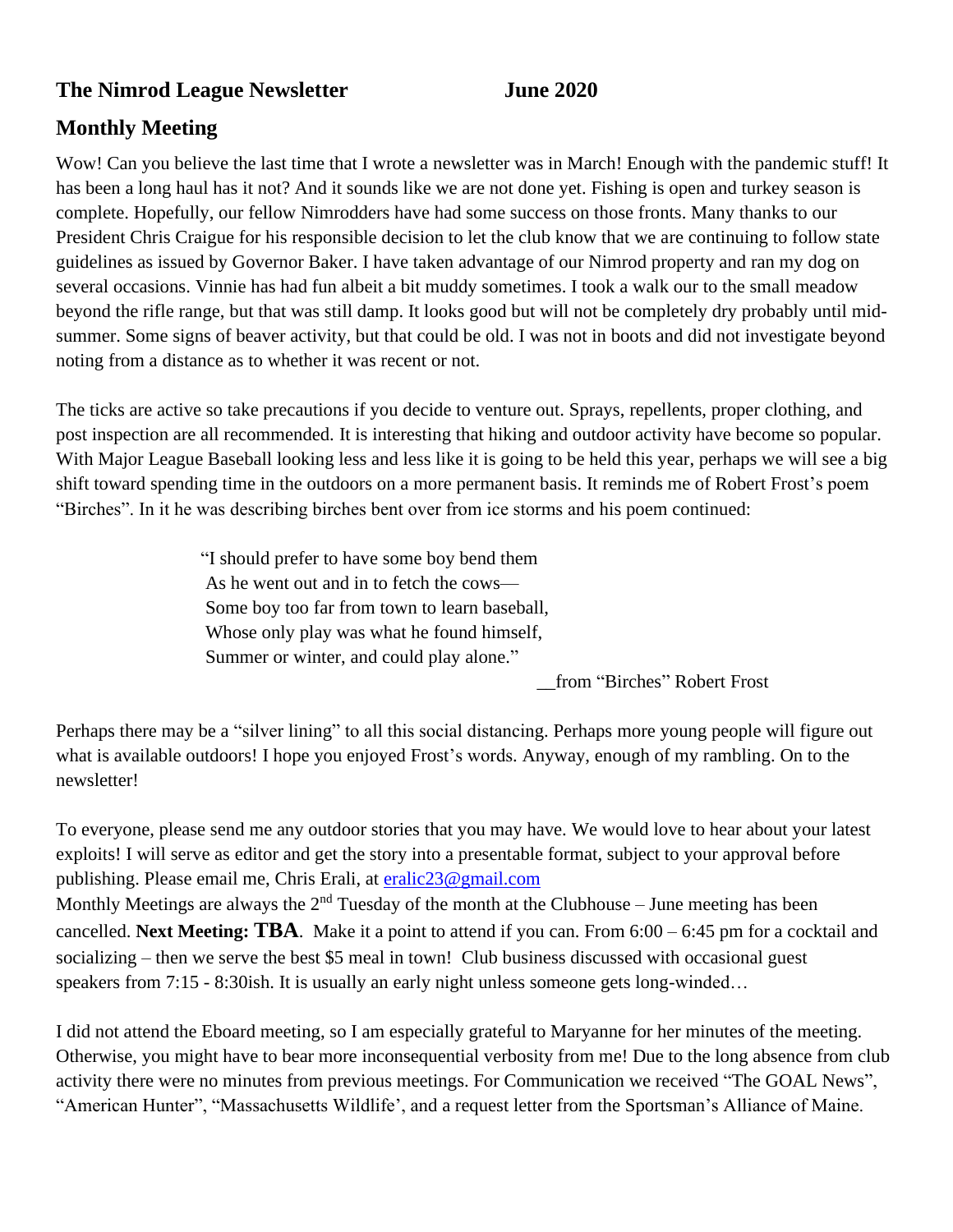# The Nimrod League Newsletter June 2020

## Monthly Meeting

Wow! Can you believe the last time that I wrote a newsletter was in March! Enough with the pandemic stuff! It has been a long haul has it not? And it sounds like we are not done yet. Fishing is open and turkey season is complete. Hopefully, our fellow Nimrodders have had some success on those fronts. Many thanks to our President Chris Craigue for his responsible decision to let the club know that we are continuing to follow state guidelines as issued by Governor Baker. I have taken advantage of our Nimrod property and ran my dog on several occasions. Vinnie has had fun albeit a bit muddy sometimes. I took a walk our to the small meadow beyond the rifle range, but that was still damp. It looks good but will not be completely dry probably until mid-summer. Some signs of beaver activity, but that could be old. I was not in boots and did not investigate beyond noting from a distance as to whether it was recent or not.

The ticks are active so take precautions if you decide to venture out. Sprays, repellents, proper clothing, and post inspection are all recommended. It is interesting that hiking and outdoor activity have become so popular. With Major League Baseball looking less and less like it is going to be held this year, perhaps we will see a big shift toward spending time in the outdoors on a more permanent basis. It reminds me of Robert Frost's poem "Birches". In it he was describing birches bent over from ice storms and his poem continued:

> "I should prefer to have some boy bend them
> As he went out and in to fetch the cows—
> Some boy too far from town to learn baseball,
> Whose only play was what he found himself,
> Summer or winter, and could play alone."
>
> __from "Birches" Robert Frost

Perhaps there may be a "silver lining" to all this social distancing. Perhaps more young people will figure out what is available outdoors! I hope you enjoyed Frost's words. Anyway, enough of my rambling. On to the newsletter!

To everyone, please send me any outdoor stories that you may have. We would love to hear about your latest exploits! I will serve as editor and get the story into a presentable format, subject to your approval before publishing. Please email me, Chris Erali, at eralic23@gmail.com

Monthly Meetings are always the 2nd Tuesday of the month at the Clubhouse – June meeting has been cancelled. **Next Meeting: TBA**. Make it a point to attend if you can. From 6:00 – 6:45 pm for a cocktail and socializing – then we serve the best $5 meal in town! Club business discussed with occasional guest speakers from 7:15 - 8:30ish. It is usually an early night unless someone gets long-winded…

I did not attend the Eboard meeting, so I am especially grateful to Maryanne for her minutes of the meeting. Otherwise, you might have to bear more inconsequential verbosity from me! Due to the long absence from club activity there were no minutes from previous meetings. For Communication we received "The GOAL News", "American Hunter", "Massachusetts Wildlife', and a request letter from the Sportsman's Alliance of Maine.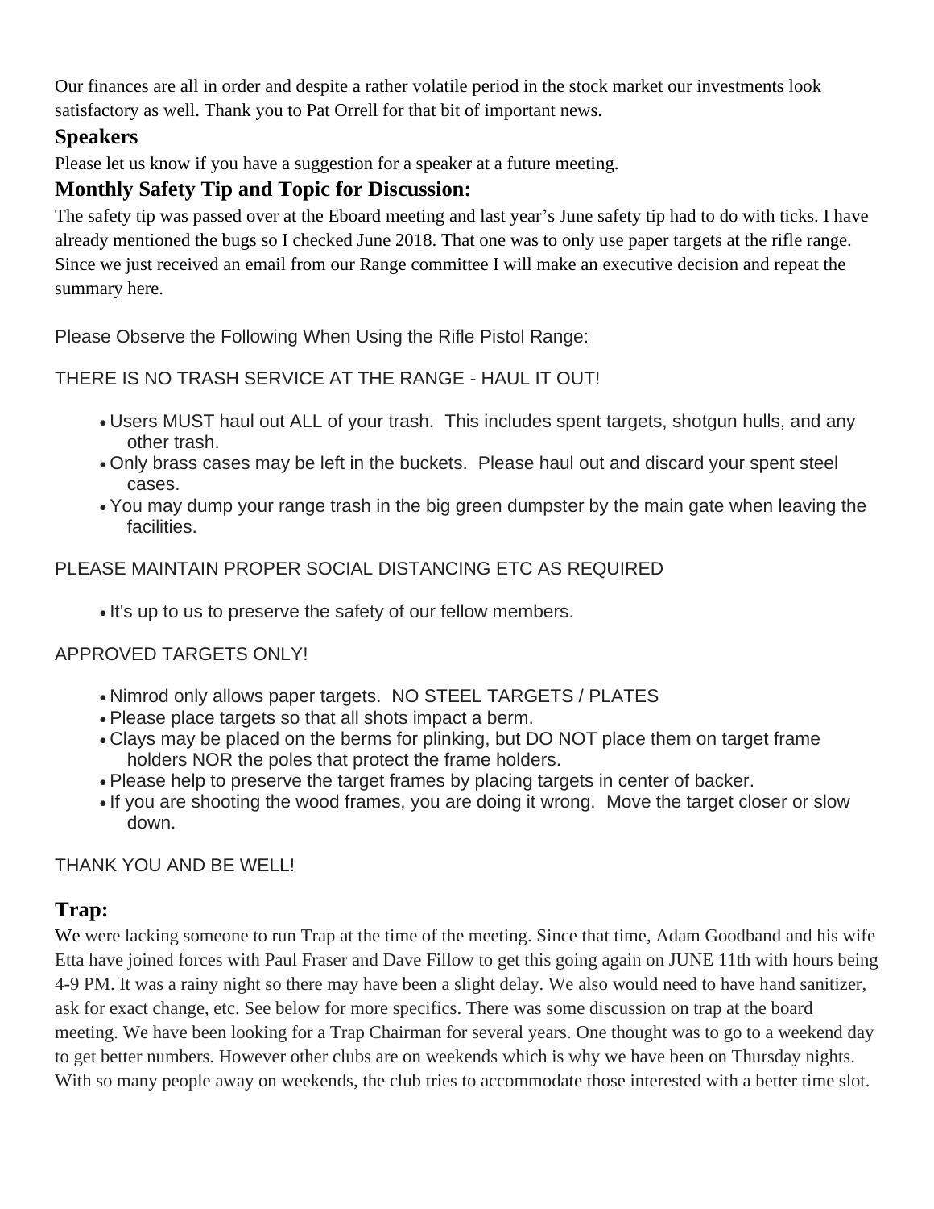Our finances are all in order and despite a rather volatile period in the stock market our investments look satisfactory as well. Thank you to Pat Orrell for that bit of important news.

## Speakers

Please let us know if you have a suggestion for a speaker at a future meeting.

## Monthly Safety Tip and Topic for Discussion:

The safety tip was passed over at the Eboard meeting and last year's June safety tip had to do with ticks. I have already mentioned the bugs so I checked June 2018. That one was to only use paper targets at the rifle range. Since we just received an email from our Range committee I will make an executive decision and repeat the summary here.

Please Observe the Following When Using the Rifle Pistol Range:

THERE IS NO TRASH SERVICE AT THE RANGE - HAUL IT OUT!

- Users MUST haul out ALL of your trash. This includes spent targets, shotgun hulls, and any other trash.
- Only brass cases may be left in the buckets. Please haul out and discard your spent steel cases.
- You may dump your range trash in the big green dumpster by the main gate when leaving the facilities.

PLEASE MAINTAIN PROPER SOCIAL DISTANCING ETC AS REQUIRED

- It's up to us to preserve the safety of our fellow members.

APPROVED TARGETS ONLY!

- Nimrod only allows paper targets. NO STEEL TARGETS / PLATES
- Please place targets so that all shots impact a berm.
- Clays may be placed on the berms for plinking, but DO NOT place them on target frame holders NOR the poles that protect the frame holders.
- Please help to preserve the target frames by placing targets in center of backer.
- If you are shooting the wood frames, you are doing it wrong. Move the target closer or slow down.

THANK YOU AND BE WELL!

## Trap:

We were lacking someone to run Trap at the time of the meeting. Since that time, Adam Goodband and his wife Etta have joined forces with Paul Fraser and Dave Fillow to get this going again on JUNE 11th with hours being 4-9 PM. It was a rainy night so there may have been a slight delay. We also would need to have hand sanitizer, ask for exact change, etc. See below for more specifics. There was some discussion on trap at the board meeting. We have been looking for a Trap Chairman for several years. One thought was to go to a weekend day to get better numbers. However other clubs are on weekends which is why we have been on Thursday nights. With so many people away on weekends, the club tries to accommodate those interested with a better time slot.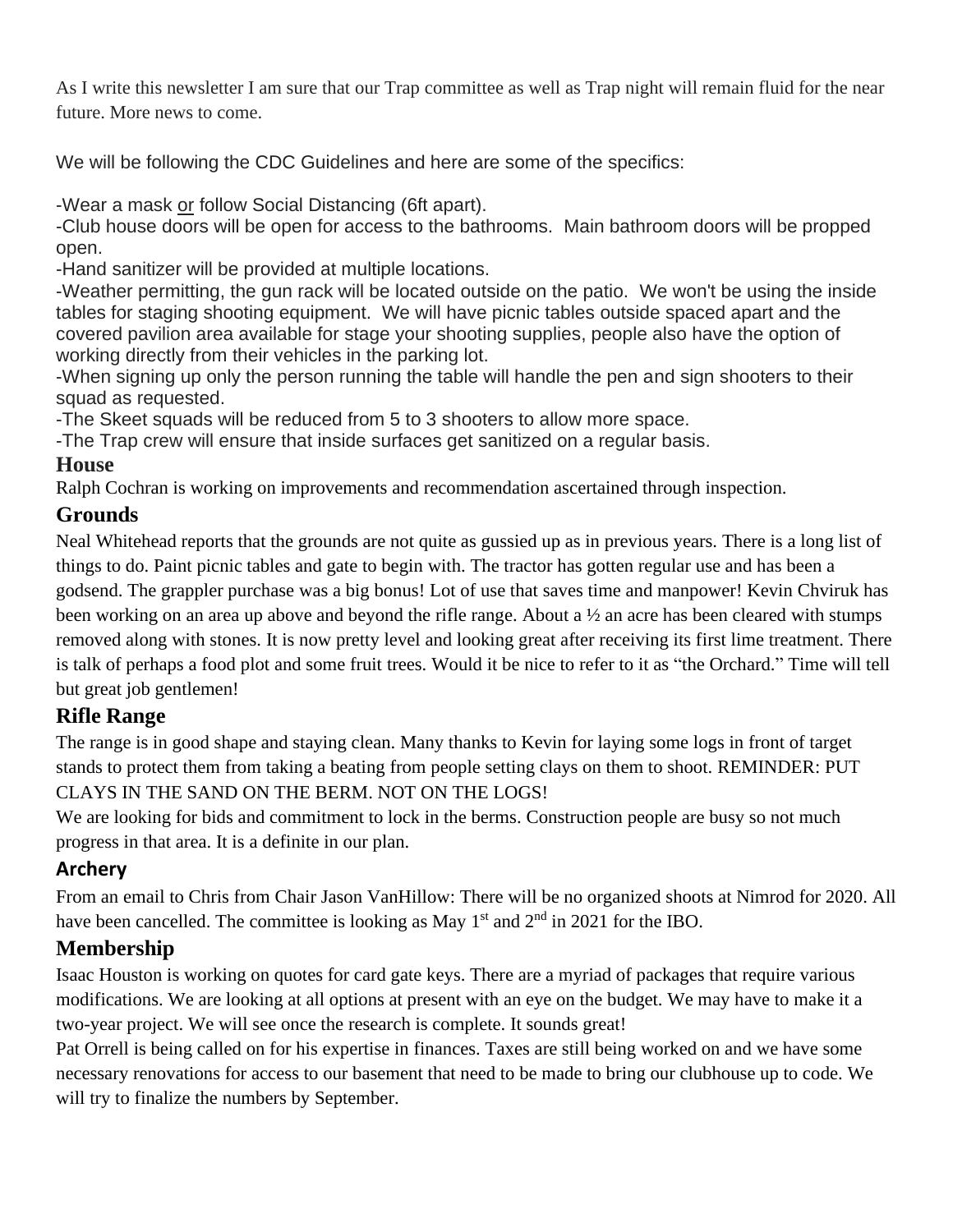As I write this newsletter I am sure that our Trap committee as well as Trap night will remain fluid for the near future. More news to come.

We will be following the CDC Guidelines and here are some of the specifics:

-Wear a mask or follow Social Distancing (6ft apart).
-Club house doors will be open for access to the bathrooms. Main bathroom doors will be propped open.
-Hand sanitizer will be provided at multiple locations.
-Weather permitting, the gun rack will be located outside on the patio. We won't be using the inside tables for staging shooting equipment. We will have picnic tables outside spaced apart and the covered pavilion area available for stage your shooting supplies, people also have the option of working directly from their vehicles in the parking lot.
-When signing up only the person running the table will handle the pen and sign shooters to their squad as requested.
-The Skeet squads will be reduced from 5 to 3 shooters to allow more space.
-The Trap crew will ensure that inside surfaces get sanitized on a regular basis.

## House

Ralph Cochran is working on improvements and recommendation ascertained through inspection.

## Grounds

Neal Whitehead reports that the grounds are not quite as gussied up as in previous years. There is a long list of things to do. Paint picnic tables and gate to begin with. The tractor has gotten regular use and has been a godsend. The grappler purchase was a big bonus! Lot of use that saves time and manpower! Kevin Chviruk has been working on an area up above and beyond the rifle range. About a ½ an acre has been cleared with stumps removed along with stones. It is now pretty level and looking great after receiving its first lime treatment. There is talk of perhaps a food plot and some fruit trees. Would it be nice to refer to it as "the Orchard." Time will tell but great job gentlemen!

## Rifle Range

The range is in good shape and staying clean. Many thanks to Kevin for laying some logs in front of target stands to protect them from taking a beating from people setting clays on them to shoot. REMINDER: PUT CLAYS IN THE SAND ON THE BERM. NOT ON THE LOGS!

We are looking for bids and commitment to lock in the berms. Construction people are busy so not much progress in that area. It is a definite in our plan.

## Archery

From an email to Chris from Chair Jason VanHillow: There will be no organized shoots at Nimrod for 2020. All have been cancelled. The committee is looking as May 1st and 2nd in 2021 for the IBO.

## Membership

Isaac Houston is working on quotes for card gate keys. There are a myriad of packages that require various modifications. We are looking at all options at present with an eye on the budget. We may have to make it a two-year project. We will see once the research is complete. It sounds great!

Pat Orrell is being called on for his expertise in finances. Taxes are still being worked on and we have some necessary renovations for access to our basement that need to be made to bring our clubhouse up to code. We will try to finalize the numbers by September.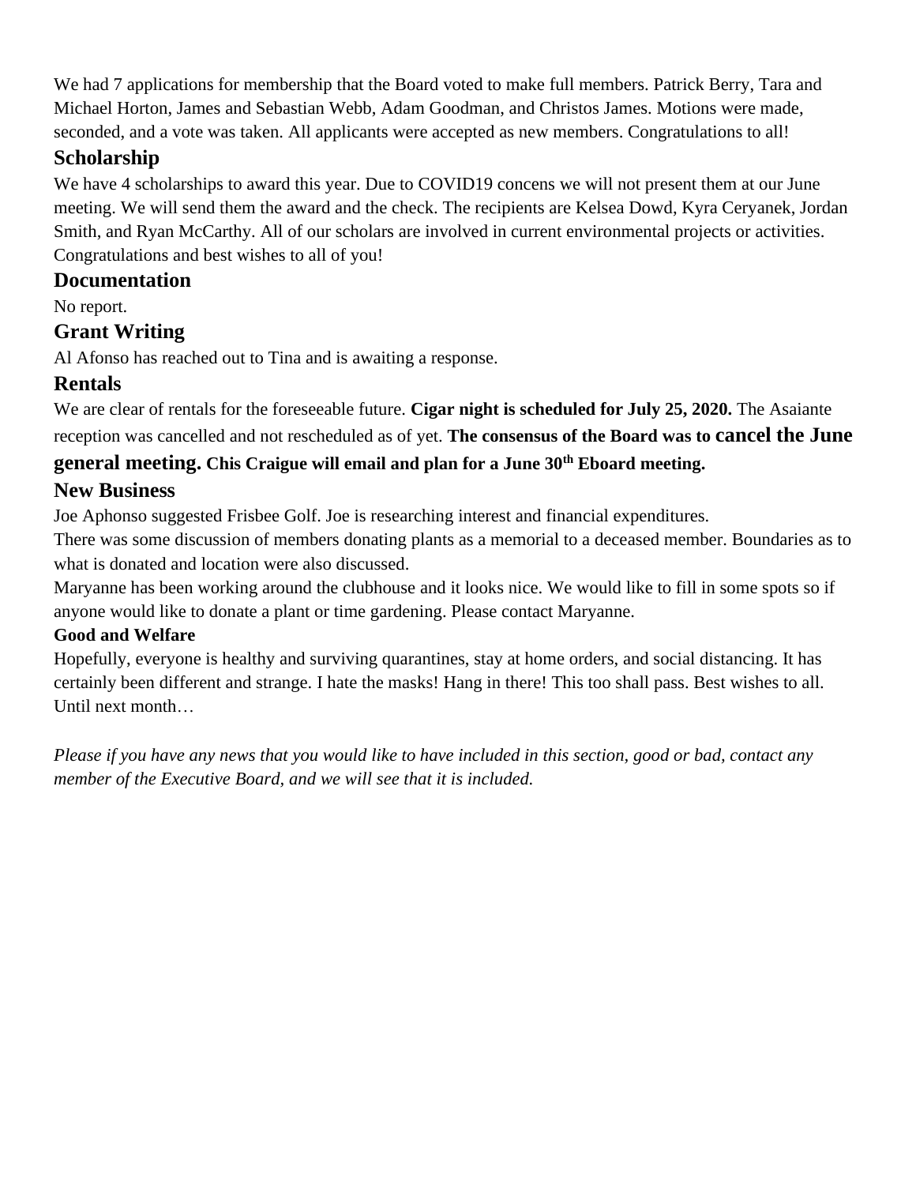We had 7 applications for membership that the Board voted to make full members. Patrick Berry, Tara and Michael Horton, James and Sebastian Webb, Adam Goodman, and Christos James. Motions were made, seconded, and a vote was taken. All applicants were accepted as new members. Congratulations to all!

## Scholarship

We have 4 scholarships to award this year. Due to COVID19 concens we will not present them at our June meeting. We will send them the award and the check. The recipients are Kelsea Dowd, Kyra Ceryanek, Jordan Smith, and Ryan McCarthy. All of our scholars are involved in current environmental projects or activities. Congratulations and best wishes to all of you!

## Documentation

No report.

## Grant Writing

Al Afonso has reached out to Tina and is awaiting a response.

## Rentals

We are clear of rentals for the foreseeable future. **Cigar night is scheduled for July 25, 2020.** The Asaiante reception was cancelled and not rescheduled as of yet. **The consensus of the Board was to cancel the June general meeting. Chis Craigue will email and plan for a June 30th Eboard meeting.**

## New Business

Joe Aphonso suggested Frisbee Golf. Joe is researching interest and financial expenditures.

There was some discussion of members donating plants as a memorial to a deceased member. Boundaries as to what is donated and location were also discussed.

Maryanne has been working around the clubhouse and it looks nice. We would like to fill in some spots so if anyone would like to donate a plant or time gardening. Please contact Maryanne.

### Good and Welfare

Hopefully, everyone is healthy and surviving quarantines, stay at home orders, and social distancing. It has certainly been different and strange. I hate the masks! Hang in there! This too shall pass. Best wishes to all. Until next month…

*Please if you have any news that you would like to have included in this section, good or bad, contact any member of the Executive Board, and we will see that it is included.*